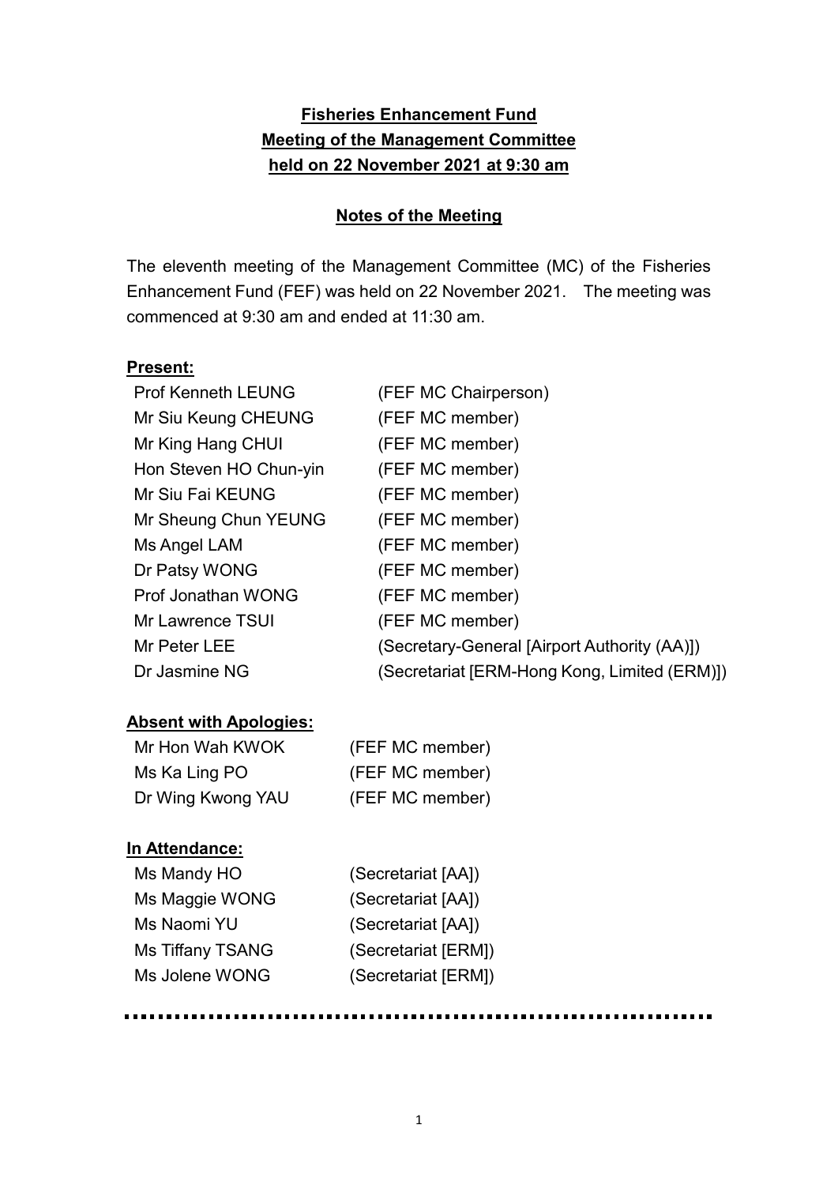# Fisheries Enhancement Fund
# Meeting of the Management Committee
# held on 22 November 2021 at 9:30 am

## Notes of the Meeting

The eleventh meeting of the Management Committee (MC) of the Fisheries Enhancement Fund (FEF) was held on 22 November 2021. The meeting was commenced at 9:30 am and ended at 11:30 am.

**Present:**

| | |
|---|---|
| Prof Kenneth LEUNG | (FEF MC Chairperson) |
| Mr Siu Keung CHEUNG | (FEF MC member) |
| Mr King Hang CHUI | (FEF MC member) |
| Hon Steven HO Chun-yin | (FEF MC member) |
| Mr Siu Fai KEUNG | (FEF MC member) |
| Mr Sheung Chun YEUNG | (FEF MC member) |
| Ms Angel LAM | (FEF MC member) |
| Dr Patsy WONG | (FEF MC member) |
| Prof Jonathan WONG | (FEF MC member) |
| Mr Lawrence TSUI | (FEF MC member) |
| Mr Peter LEE | (Secretary-General [Airport Authority (AA)]) |
| Dr Jasmine NG | (Secretariat [ERM-Hong Kong, Limited (ERM)]) |

**Absent with Apologies:**

| | |
|---|---|
| Mr Hon Wah KWOK | (FEF MC member) |
| Ms Ka Ling PO | (FEF MC member) |
| Dr Wing Kwong YAU | (FEF MC member) |

**In Attendance:**

| | |
|---|---|
| Ms Mandy HO | (Secretariat [AA]) |
| Ms Maggie WONG | (Secretariat [AA]) |
| Ms Naomi YU | (Secretariat [AA]) |
| Ms Tiffany TSANG | (Secretariat [ERM]) |
| Ms Jolene WONG | (Secretariat [ERM]) |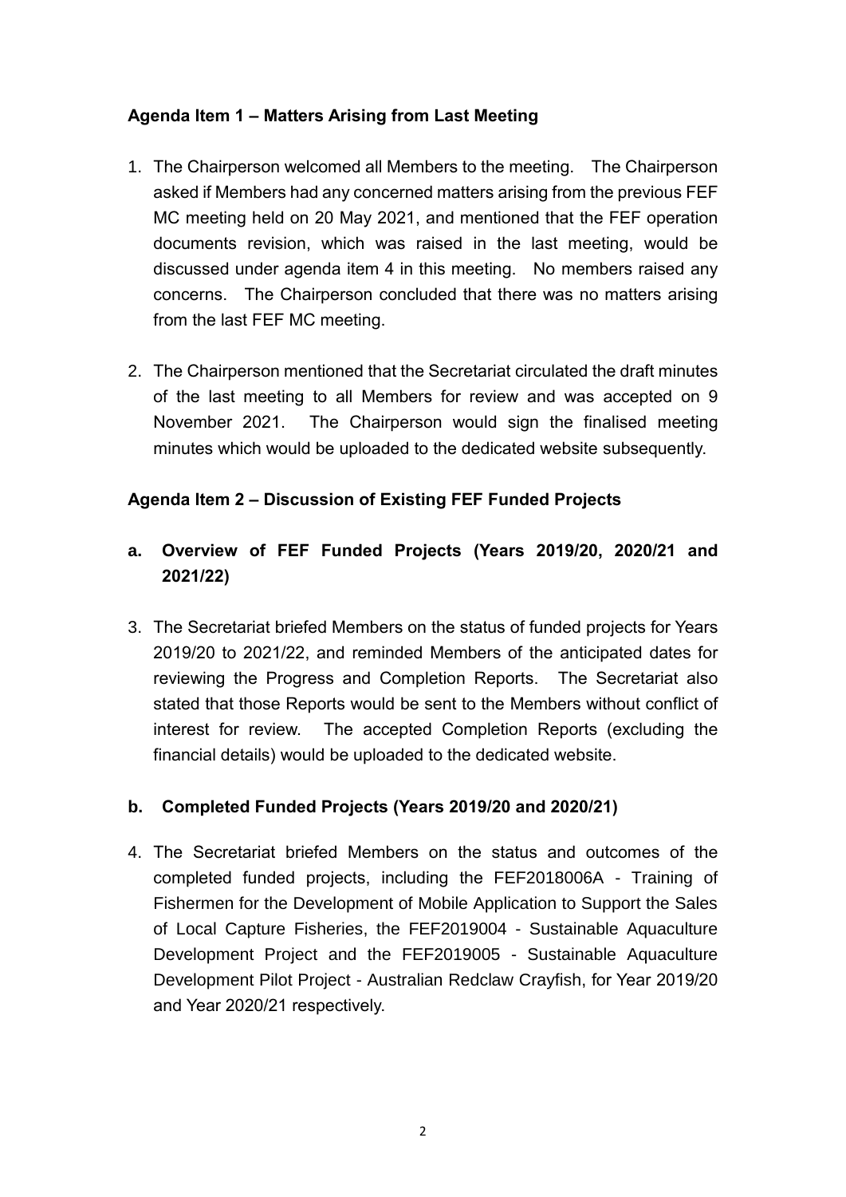**Agenda Item 1 – Matters Arising from Last Meeting**

1. The Chairperson welcomed all Members to the meeting. The Chairperson asked if Members had any concerned matters arising from the previous FEF MC meeting held on 20 May 2021, and mentioned that the FEF operation documents revision, which was raised in the last meeting, would be discussed under agenda item 4 in this meeting. No members raised any concerns. The Chairperson concluded that there was no matters arising from the last FEF MC meeting.

2. The Chairperson mentioned that the Secretariat circulated the draft minutes of the last meeting to all Members for review and was accepted on 9 November 2021. The Chairperson would sign the finalised meeting minutes which would be uploaded to the dedicated website subsequently.

**Agenda Item 2 – Discussion of Existing FEF Funded Projects**

**a. Overview of FEF Funded Projects (Years 2019/20, 2020/21 and 2021/22)**

3. The Secretariat briefed Members on the status of funded projects for Years 2019/20 to 2021/22, and reminded Members of the anticipated dates for reviewing the Progress and Completion Reports. The Secretariat also stated that those Reports would be sent to the Members without conflict of interest for review. The accepted Completion Reports (excluding the financial details) would be uploaded to the dedicated website.

**b. Completed Funded Projects (Years 2019/20 and 2020/21)**

4. The Secretariat briefed Members on the status and outcomes of the completed funded projects, including the FEF2018006A - Training of Fishermen for the Development of Mobile Application to Support the Sales of Local Capture Fisheries, the FEF2019004 - Sustainable Aquaculture Development Project and the FEF2019005 - Sustainable Aquaculture Development Pilot Project - Australian Redclaw Crayfish, for Year 2019/20 and Year 2020/21 respectively.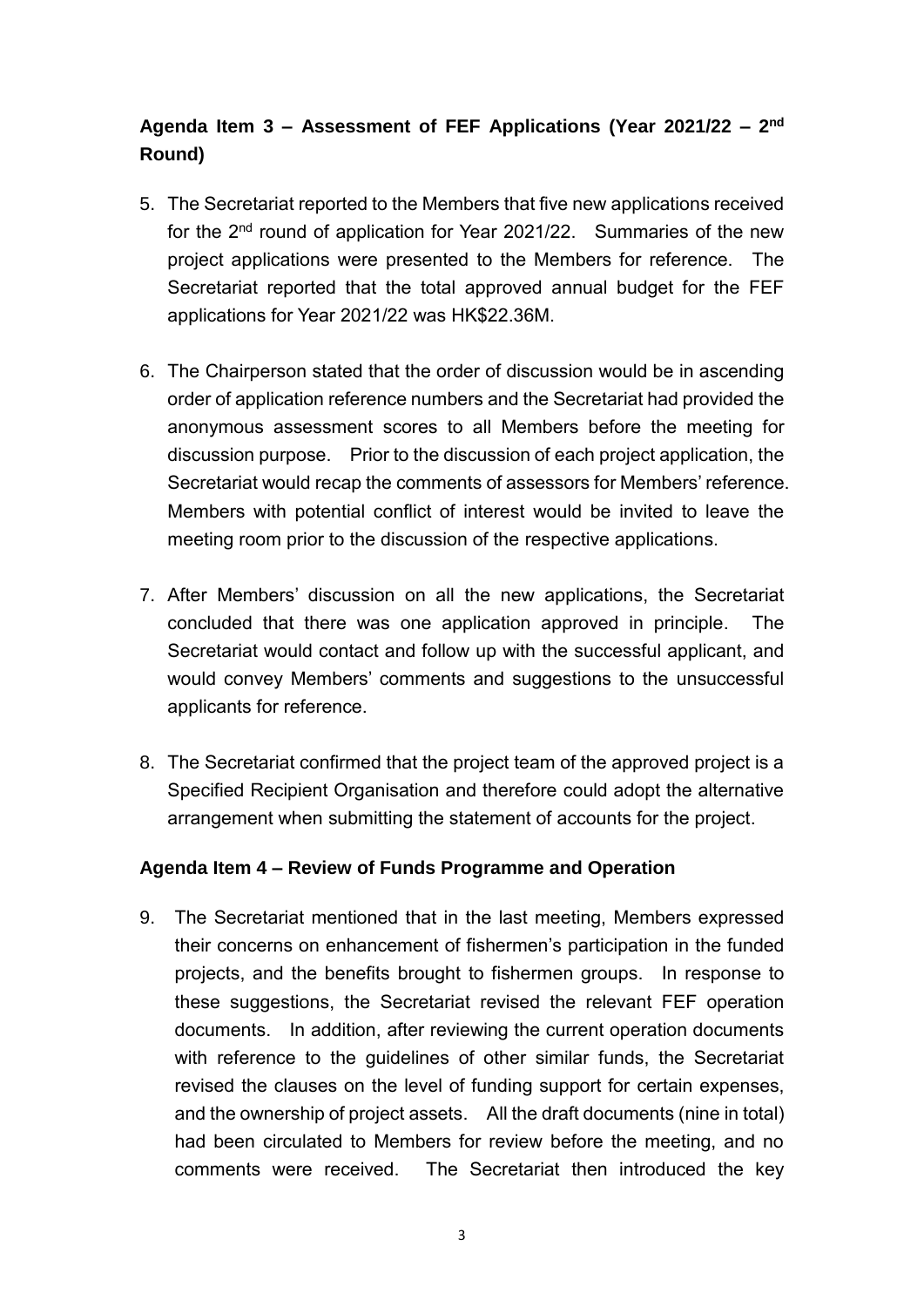**Agenda Item 3 – Assessment of FEF Applications (Year 2021/22 – 2nd Round)**

5. The Secretariat reported to the Members that five new applications received for the 2nd round of application for Year 2021/22. Summaries of the new project applications were presented to the Members for reference. The Secretariat reported that the total approved annual budget for the FEF applications for Year 2021/22 was HK$22.36M.

6. The Chairperson stated that the order of discussion would be in ascending order of application reference numbers and the Secretariat had provided the anonymous assessment scores to all Members before the meeting for discussion purpose. Prior to the discussion of each project application, the Secretariat would recap the comments of assessors for Members' reference. Members with potential conflict of interest would be invited to leave the meeting room prior to the discussion of the respective applications.

7. After Members' discussion on all the new applications, the Secretariat concluded that there was one application approved in principle. The Secretariat would contact and follow up with the successful applicant, and would convey Members' comments and suggestions to the unsuccessful applicants for reference.

8. The Secretariat confirmed that the project team of the approved project is a Specified Recipient Organisation and therefore could adopt the alternative arrangement when submitting the statement of accounts for the project.

**Agenda Item 4 – Review of Funds Programme and Operation**

9. The Secretariat mentioned that in the last meeting, Members expressed their concerns on enhancement of fishermen's participation in the funded projects, and the benefits brought to fishermen groups. In response to these suggestions, the Secretariat revised the relevant FEF operation documents. In addition, after reviewing the current operation documents with reference to the guidelines of other similar funds, the Secretariat revised the clauses on the level of funding support for certain expenses, and the ownership of project assets. All the draft documents (nine in total) had been circulated to Members for review before the meeting, and no comments were received. The Secretariat then introduced the key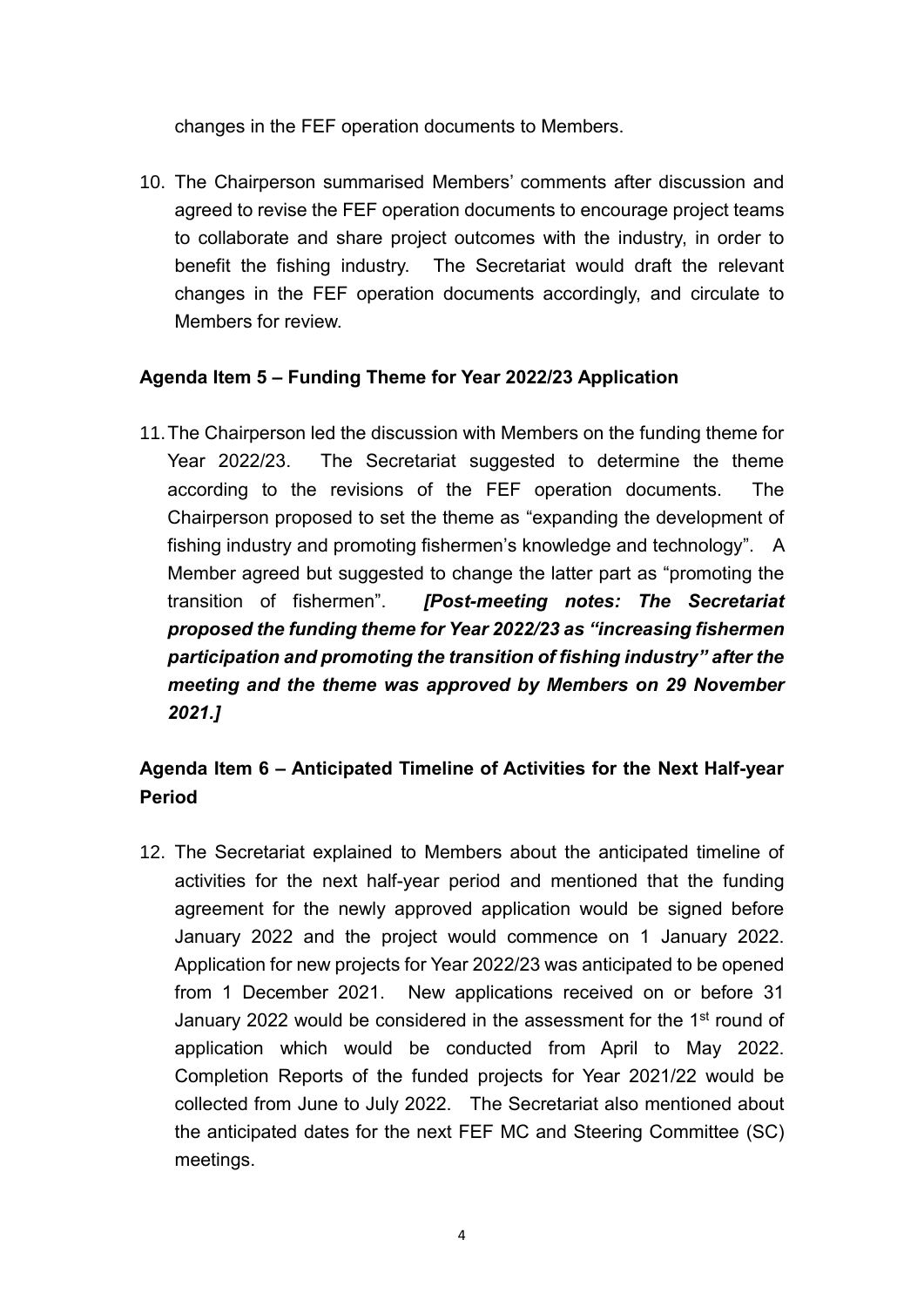changes in the FEF operation documents to Members.

10. The Chairperson summarised Members' comments after discussion and agreed to revise the FEF operation documents to encourage project teams to collaborate and share project outcomes with the industry, in order to benefit the fishing industry. The Secretariat would draft the relevant changes in the FEF operation documents accordingly, and circulate to Members for review.

**Agenda Item 5 – Funding Theme for Year 2022/23 Application**

11. The Chairperson led the discussion with Members on the funding theme for Year 2022/23. The Secretariat suggested to determine the theme according to the revisions of the FEF operation documents. The Chairperson proposed to set the theme as "expanding the development of fishing industry and promoting fishermen's knowledge and technology". A Member agreed but suggested to change the latter part as "promoting the transition of fishermen". ***[Post-meeting notes: The Secretariat proposed the funding theme for Year 2022/23 as "increasing fishermen participation and promoting the transition of fishing industry" after the meeting and the theme was approved by Members on 29 November 2021.]***

**Agenda Item 6 – Anticipated Timeline of Activities for the Next Half-year Period**

12. The Secretariat explained to Members about the anticipated timeline of activities for the next half-year period and mentioned that the funding agreement for the newly approved application would be signed before January 2022 and the project would commence on 1 January 2022. Application for new projects for Year 2022/23 was anticipated to be opened from 1 December 2021. New applications received on or before 31 January 2022 would be considered in the assessment for the 1st round of application which would be conducted from April to May 2022. Completion Reports of the funded projects for Year 2021/22 would be collected from June to July 2022. The Secretariat also mentioned about the anticipated dates for the next FEF MC and Steering Committee (SC) meetings.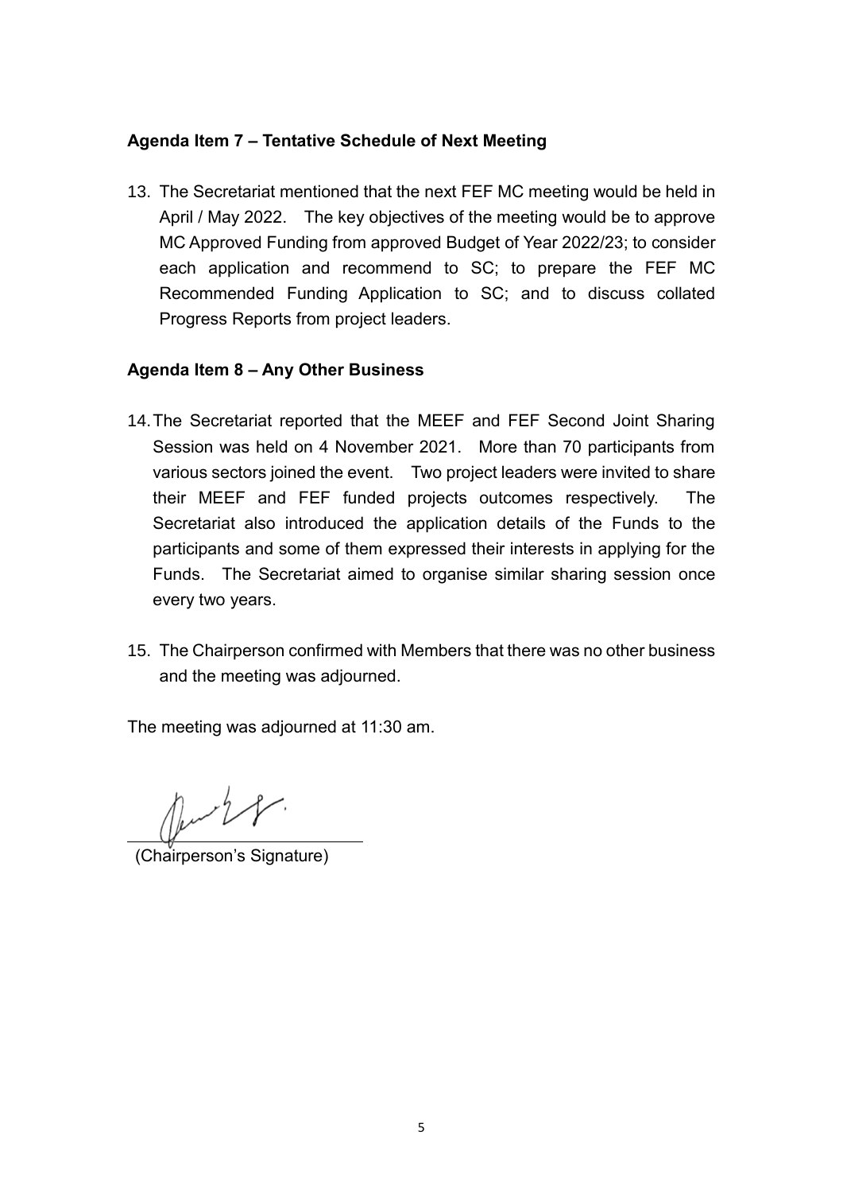### Agenda Item 7 – Tentative Schedule of Next Meeting

13. The Secretariat mentioned that the next FEF MC meeting would be held in April / May 2022. The key objectives of the meeting would be to approve MC Approved Funding from approved Budget of Year 2022/23; to consider each application and recommend to SC; to prepare the FEF MC Recommended Funding Application to SC; and to discuss collated Progress Reports from project leaders.

### Agenda Item 8 – Any Other Business

14. The Secretariat reported that the MEEF and FEF Second Joint Sharing Session was held on 4 November 2021. More than 70 participants from various sectors joined the event. Two project leaders were invited to share their MEEF and FEF funded projects outcomes respectively. The Secretariat also introduced the application details of the Funds to the participants and some of them expressed their interests in applying for the Funds. The Secretariat aimed to organise similar sharing session once every two years.

15. The Chairperson confirmed with Members that there was no other business and the meeting was adjourned.

The meeting was adjourned at 11:30 am.

(Chairperson's Signature)